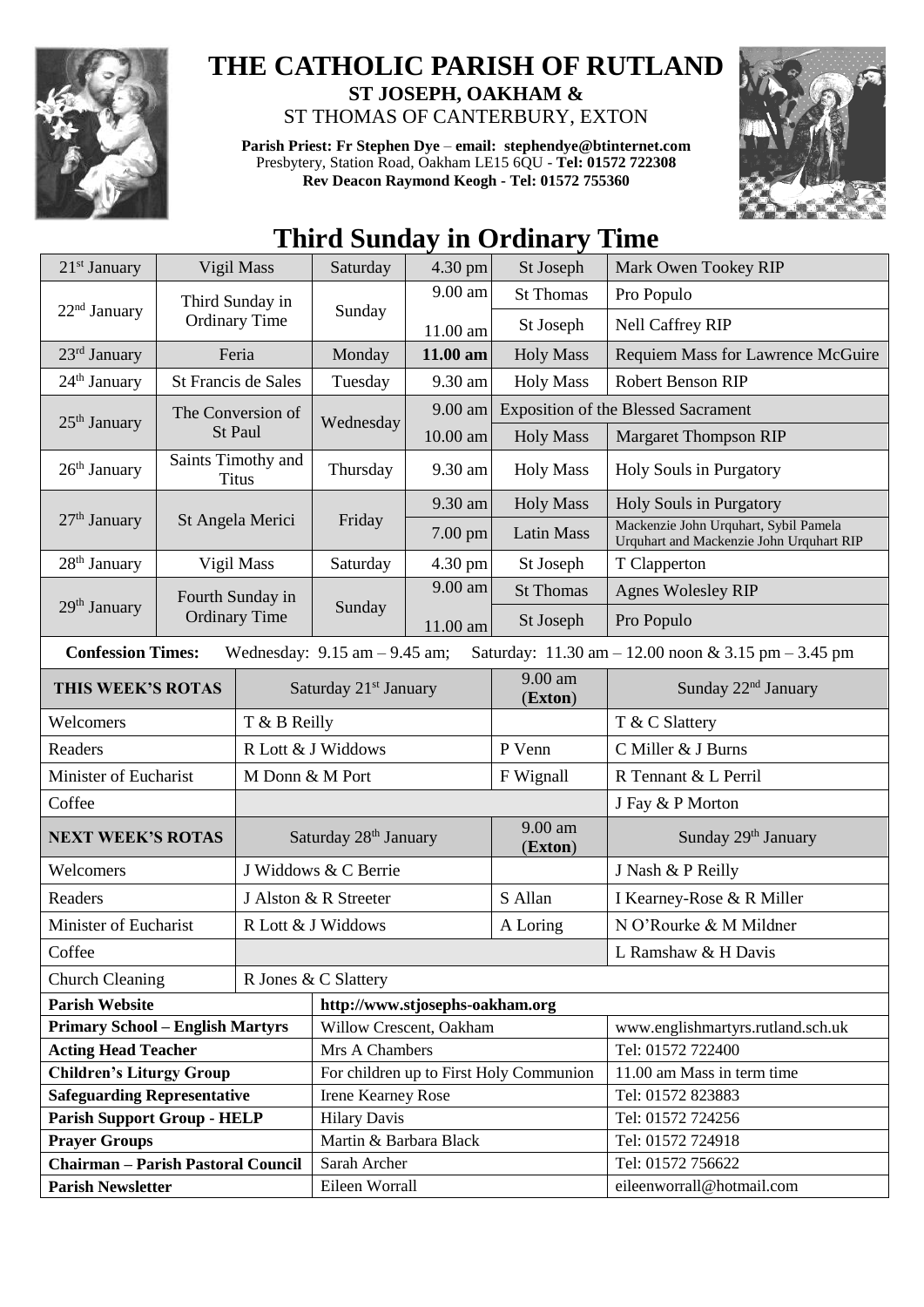# THE CATHOLIC PARISH OF RUTLAND

**ST JOSEPH, OAKHAM &**

ST THOMAS OF CANTERBURY, EXTON

**Parish Priest: Fr Stephen Dye** – **email: stephendye@btinternet.com**
Presbytery, Station Road, Oakham LE15 6QU - **Tel: 01572 722308**
**Rev Deacon Raymond Keogh - Tel: 01572 755360**

## Third Sunday in Ordinary Time

| Date | Feast | Day | Time | Place/Service | Intention |
|---|---|---|---|---|---|
| 21st January | Vigil Mass | Saturday | 4.30 pm | St Joseph | Mark Owen Tookey RIP |
| 22nd January | Third Sunday in Ordinary Time | Sunday | 9.00 am | St Thomas | Pro Populo |
| | | | 11.00 am | St Joseph | Nell Caffrey RIP |
| 23rd January | Feria | Monday | **11.00 am** | Holy Mass | Requiem Mass for Lawrence McGuire |
| 24th January | St Francis de Sales | Tuesday | 9.30 am | Holy Mass | Robert Benson RIP |
| 25th January | The Conversion of St Paul | Wednesday | 9.00 am | Exposition of the Blessed Sacrament | |
| | | | 10.00 am | Holy Mass | Margaret Thompson RIP |
| 26th January | Saints Timothy and Titus | Thursday | 9.30 am | Holy Mass | Holy Souls in Purgatory |
| 27th January | St Angela Merici | Friday | 9.30 am | Holy Mass | Holy Souls in Purgatory |
| | | | 7.00 pm | Latin Mass | Mackenzie John Urquhart, Sybil Pamela Urquhart and Mackenzie John Urquhart RIP |
| 28th January | Vigil Mass | Saturday | 4.30 pm | St Joseph | T Clapperton |
| 29th January | Fourth Sunday in Ordinary Time | Sunday | 9.00 am | St Thomas | Agnes Wolesley RIP |
| | | | 11.00 am | St Joseph | Pro Populo |

**Confession Times:** Wednesday: 9.15 am – 9.45 am; Saturday: 11.30 am – 12.00 noon & 3.15 pm – 3.45 pm

| THIS WEEK'S ROTAS | Saturday 21st January | 9.00 am (Exton) | Sunday 22nd January |
|---|---|---|---|
| Welcomers | T & B Reilly | | T & C Slattery |
| Readers | R Lott & J Widdows | P Venn | C Miller & J Burns |
| Minister of Eucharist | M Donn & M Port | F Wignall | R Tennant & L Perril |
| Coffee | | | J Fay & P Morton |
| **NEXT WEEK'S ROTAS** | Saturday 28th January | 9.00 am (Exton) | Sunday 29th January |
| Welcomers | J Widdows & C Berrie | | J Nash & P Reilly |
| Readers | J Alston & R Streeter | S Allan | I Kearney-Rose & R Miller |
| Minister of Eucharist | R Lott & J Widdows | A Loring | N O'Rourke & M Mildner |
| Coffee | | | L Ramshaw & H Davis |
| Church Cleaning | R Jones & C Slattery | | |

| | | |
|---|---|---|
| **Parish Website** | http://www.stjosephs-oakham.org | |
| **Primary School – English Martyrs** | Willow Crescent, Oakham | www.englishmartyrs.rutland.sch.uk |
| **Acting Head Teacher** | Mrs A Chambers | Tel: 01572 722400 |
| **Children's Liturgy Group** | For children up to First Holy Communion | 11.00 am Mass in term time |
| **Safeguarding Representative** | Irene Kearney Rose | Tel: 01572 823883 |
| **Parish Support Group - HELP** | Hilary Davis | Tel: 01572 724256 |
| **Prayer Groups** | Martin & Barbara Black | Tel: 01572 724918 |
| **Chairman – Parish Pastoral Council** | Sarah Archer | Tel: 01572 756622 |
| **Parish Newsletter** | Eileen Worrall | eileenworrall@hotmail.com |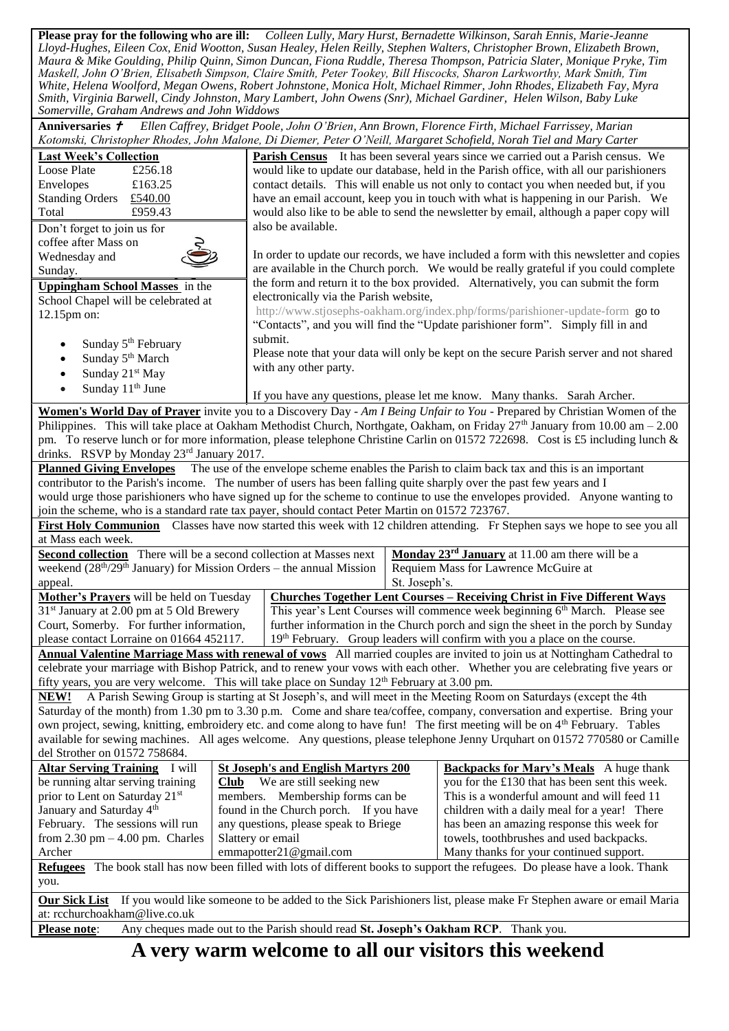**Please pray for the following who are ill:** *Colleen Lully, Mary Hurst, Bernadette Wilkinson, Sarah Ennis, Marie-Jeanne Lloyd-Hughes, Eileen Cox, Enid Wootton, Susan Healey, Helen Reilly, Stephen Walters, Christopher Brown, Elizabeth Brown, Maura & Mike Goulding, Philip Quinn, Simon Duncan, Fiona Ruddle, Theresa Thompson, Patricia Slater, Monique Pryke, Tim Maskell, John O'Brien, Elisabeth Simpson, Claire Smith, Peter Tookey, Bill Hiscocks, Sharon Larkworthy, Mark Smith, Tim White, Helena Woolford, Megan Owens, Robert Johnstone, Monica Holt, Michael Rimmer, John Rhodes, Elizabeth Fay, Myra Smith, Virginia Barwell, Cindy Johnston, Mary Lambert, John Owens (Snr), Michael Gardiner, Helen Wilson, Baby Luke Somerville, Graham Andrews and John Widdows*

**Anniversaries ✝** *Ellen Caffrey, Bridget Poole, John O'Brien, Ann Brown, Florence Firth, Michael Farrissey, Marian Kotomski, Christopher Rhodes, John Malone, Di Diemer, Peter O'Neill, Margaret Schofield, Norah Tiel and Mary Carter*

**Last Week's Collection**

| | |
|---|---|
| Loose Plate | £256.18 |
| Envelopes | £163.25 |
| Standing Orders | £540.00 |
| Total | £959.43 |

Don't forget to join us for coffee after Mass on Wednesday and Sunday.

**Uppingham School Masses** in the School Chapel will be celebrated at 12.15pm on:

- Sunday 5th February
- Sunday 5th March
- Sunday 21st May
- Sunday 11th June

**Parish Census** It has been several years since we carried out a Parish census. We would like to update our database, held in the Parish office, with all our parishioners contact details. This will enable us not only to contact you when needed but, if you have an email account, keep you in touch with what is happening in our Parish. We would also like to be able to send the newsletter by email, although a paper copy will also be available.

In order to update our records, we have included a form with this newsletter and copies are available in the Church porch. We would be really grateful if you could complete the form and return it to the box provided. Alternatively, you can submit the form electronically via the Parish website, http://www.stjosephs-oakham.org/index.php/forms/parishioner-update-form go to "Contacts", and you will find the "Update parishioner form". Simply fill in and submit.

Please note that your data will only be kept on the secure Parish server and not shared with any other party.

If you have any questions, please let me know. Many thanks. Sarah Archer.

**Women's World Day of Prayer** invite you to a Discovery Day - *Am I Being Unfair to You* - Prepared by Christian Women of the Philippines. This will take place at Oakham Methodist Church, Northgate, Oakham, on Friday 27th January from 10.00 am – 2.00 pm. To reserve lunch or for more information, please telephone Christine Carlin on 01572 722698. Cost is £5 including lunch & drinks. RSVP by Monday 23rd January 2017.

**Planned Giving Envelopes** The use of the envelope scheme enables the Parish to claim back tax and this is an important contributor to the Parish's income. The number of users has been falling quite sharply over the past few years and I would urge those parishioners who have signed up for the scheme to continue to use the envelopes provided. Anyone wanting to join the scheme, who is a standard rate tax payer, should contact Peter Martin on 01572 723767.

**First Holy Communion** Classes have now started this week with 12 children attending. Fr Stephen says we hope to see you all at Mass each week.

**Second collection** There will be a second collection at Masses next weekend (28th/29th January) for Mission Orders – the annual Mission appeal.

**Monday 23rd January** at 11.00 am there will be a Requiem Mass for Lawrence McGuire at St. Joseph's.

**Mother's Prayers** will be held on Tuesday 31st January at 2.00 pm at 5 Old Brewery Court, Somerby. For further information, please contact Lorraine on 01664 452117.

**Churches Together Lent Courses – Receiving Christ in Five Different Ways** This year's Lent Courses will commence week beginning 6th March. Please see further information in the Church porch and sign the sheet in the porch by Sunday 19th February. Group leaders will confirm with you a place on the course.

**Annual Valentine Marriage Mass with renewal of vows** All married couples are invited to join us at Nottingham Cathedral to celebrate your marriage with Bishop Patrick, and to renew your vows with each other. Whether you are celebrating five years or fifty years, you are very welcome. This will take place on Sunday 12th February at 3.00 pm.

**NEW!** A Parish Sewing Group is starting at St Joseph's, and will meet in the Meeting Room on Saturdays (except the 4th Saturday of the month) from 1.30 pm to 3.30 p.m. Come and share tea/coffee, company, conversation and expertise. Bring your own project, sewing, knitting, embroidery etc. and come along to have fun! The first meeting will be on 4th February. Tables available for sewing machines. All ages welcome. Any questions, please telephone Jenny Urquhart on 01572 770580 or Camille del Strother on 01572 758684.

**Altar Serving Training** I will be running altar serving training prior to Lent on Saturday 21st January and Saturday 4th February. The sessions will run from 2.30 pm – 4.00 pm. Charles Archer

**St Joseph's and English Martyrs 200 Club** We are still seeking new members. Membership forms can be found in the Church porch. If you have any questions, please speak to Briege Slattery or email emmapotter21@gmail.com

**Backpacks for Mary's Meals** A huge thank you for the £130 that has been sent this week. This is a wonderful amount and will feed 11 children with a daily meal for a year! There has been an amazing response this week for towels, toothbrushes and used backpacks. Many thanks for your continued support.

**Refugees** The book stall has now been filled with lots of different books to support the refugees. Do please have a look. Thank you.

**Our Sick List** If you would like someone to be added to the Sick Parishioners list, please make Fr Stephen aware or email Maria at: rcchurchoakham@live.co.uk

**Please note**: Any cheques made out to the Parish should read **St. Joseph's Oakham RCP**. Thank you.

# A very warm welcome to all our visitors this weekend